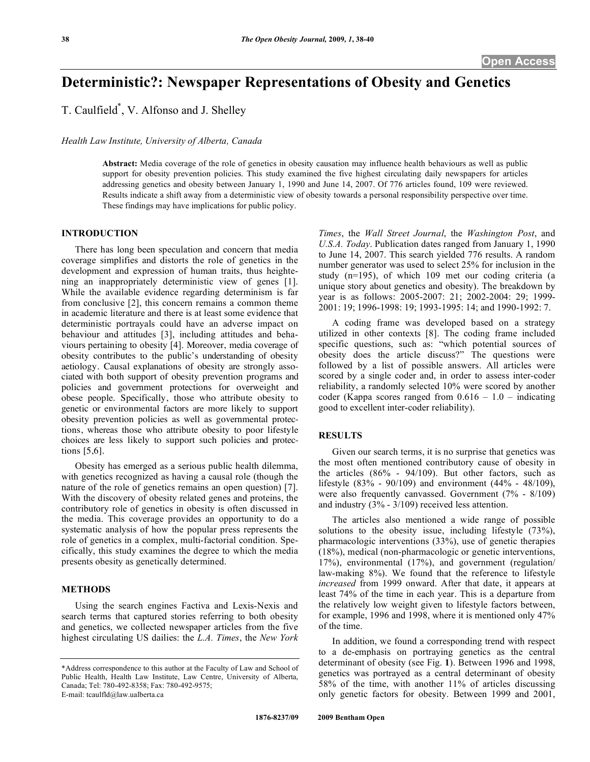# Deterministic?: Newspaper Representations of Obesity and Genetics

T. Caulfield*, V. Alfonso and J. Shelley

*Health Law Institute, University of Alberta, Canada*

**Abstract:** Media coverage of the role of genetics in obesity causation may influence health behaviours as well as public support for obesity prevention policies. This study examined the five highest circulating daily newspapers for articles addressing genetics and obesity between January 1, 1990 and June 14, 2007. Of 776 articles found, 109 were reviewed. Results indicate a shift away from a deterministic view of obesity towards a personal responsibility perspective over time. These findings may have implications for public policy.

## INTRODUCTION

There has long been speculation and concern that media coverage simplifies and distorts the role of genetics in the development and expression of human traits, thus heightening an inappropriately deterministic view of genes [1]. While the available evidence regarding determinism is far from conclusive [2], this concern remains a common theme in academic literature and there is at least some evidence that deterministic portrayals could have an adverse impact on behaviour and attitudes [3], including attitudes and behaviours pertaining to obesity [4]. Moreover, media coverage of obesity contributes to the public's understanding of obesity aetiology. Causal explanations of obesity are strongly associated with both support of obesity prevention programs and policies and government protections for overweight and obese people. Specifically, those who attribute obesity to genetic or environmental factors are more likely to support obesity prevention policies as well as governmental protections, whereas those who attribute obesity to poor lifestyle choices are less likely to support such policies and protections [5,6].

Obesity has emerged as a serious public health dilemma, with genetics recognized as having a causal role (though the nature of the role of genetics remains an open question) [7]. With the discovery of obesity related genes and proteins, the contributory role of genetics in obesity is often discussed in the media. This coverage provides an opportunity to do a systematic analysis of how the popular press represents the role of genetics in a complex, multi-factorial condition. Specifically, this study examines the degree to which the media presents obesity as genetically determined.

## METHODS

Using the search engines Factiva and Lexis-Nexis and search terms that captured stories referring to both obesity and genetics, we collected newspaper articles from the five highest circulating US dailies: the *L.A. Times*, the *New York Times*, the *Wall Street Journal*, the *Washington Post*, and *U.S.A. Today*. Publication dates ranged from January 1, 1990 to June 14, 2007. This search yielded 776 results. A random number generator was used to select 25% for inclusion in the study (n=195), of which 109 met our coding criteria (a unique story about genetics and obesity). The breakdown by year is as follows: 2005-2007: 21; 2002-2004: 29; 1999-2001: 19; 1996-1998: 19; 1993-1995: 14; and 1990-1992: 7.

A coding frame was developed based on a strategy utilized in other contexts [8]. The coding frame included specific questions, such as: "which potential sources of obesity does the article discuss?" The questions were followed by a list of possible answers. All articles were scored by a single coder and, in order to assess inter-coder reliability, a randomly selected 10% were scored by another coder (Kappa scores ranged from 0.616 – 1.0 – indicating good to excellent inter-coder reliability).

## RESULTS

Given our search terms, it is no surprise that genetics was the most often mentioned contributory cause of obesity in the articles (86% - 94/109). But other factors, such as lifestyle (83% - 90/109) and environment (44% - 48/109), were also frequently canvassed. Government (7% - 8/109) and industry (3% - 3/109) received less attention.

The articles also mentioned a wide range of possible solutions to the obesity issue, including lifestyle (73%), pharmacologic interventions (33%), use of genetic therapies (18%), medical (non-pharmacologic or genetic interventions, 17%), environmental (17%), and government (regulation/law-making 8%). We found that the reference to lifestyle *increased* from 1999 onward. After that date, it appears at least 74% of the time in each year. This is a departure from the relatively low weight given to lifestyle factors between, for example, 1996 and 1998, where it is mentioned only 47% of the time.

In addition, we found a corresponding trend with respect to a de-emphasis on portraying genetics as the central determinant of obesity (see Fig. **1**). Between 1996 and 1998, genetics was portrayed as a central determinant of obesity 58% of the time, with another 11% of articles discussing only genetic factors for obesity. Between 1999 and 2001,

*Address correspondence to this author at the Faculty of Law and School of Public Health, Health Law Institute, Law Centre, University of Alberta, Canada; Tel: 780-492-8358; Fax: 780-492-9575; E-mail: tcaulfld@law.ualberta.ca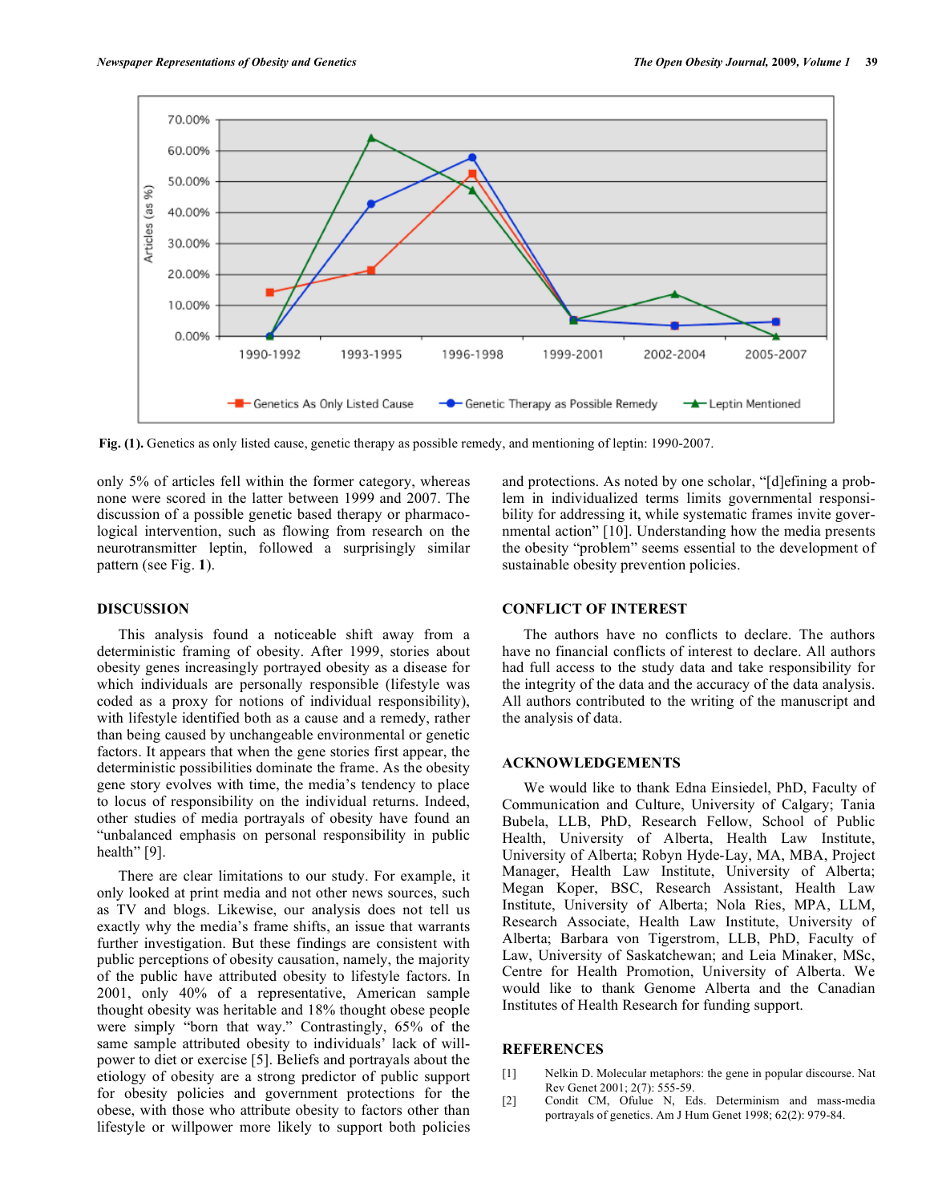Fig. (1). Genetics as only listed cause, genetic therapy as possible remedy, and mentioning of leptin: 1990-2007.

only 5% of articles fell within the former category, whereas none were scored in the latter between 1999 and 2007. The discussion of a possible genetic based therapy or pharmacological intervention, such as flowing from research on the neurotransmitter leptin, followed a surprisingly similar pattern (see Fig. **1**).

## DISCUSSION

This analysis found a noticeable shift away from a deterministic framing of obesity. After 1999, stories about obesity genes increasingly portrayed obesity as a disease for which individuals are personally responsible (lifestyle was coded as a proxy for notions of individual responsibility), with lifestyle identified both as a cause and a remedy, rather than being caused by unchangeable environmental or genetic factors. It appears that when the gene stories first appear, the deterministic possibilities dominate the frame. As the obesity gene story evolves with time, the media's tendency to place to locus of responsibility on the individual returns. Indeed, other studies of media portrayals of obesity have found an "unbalanced emphasis on personal responsibility in public health" [9].

There are clear limitations to our study. For example, it only looked at print media and not other news sources, such as TV and blogs. Likewise, our analysis does not tell us exactly why the media's frame shifts, an issue that warrants further investigation. But these findings are consistent with public perceptions of obesity causation, namely, the majority of the public have attributed obesity to lifestyle factors. In 2001, only 40% of a representative, American sample thought obesity was heritable and 18% thought obese people were simply "born that way." Contrastingly, 65% of the same sample attributed obesity to individuals' lack of willpower to diet or exercise [5]. Beliefs and portrayals about the etiology of obesity are a strong predictor of public support for obesity policies and government protections for the obese, with those who attribute obesity to factors other than lifestyle or willpower more likely to support both policies and protections. As noted by one scholar, "[d]efining a problem in individualized terms limits governmental responsibility for addressing it, while systematic frames invite governmental action" [10]. Understanding how the media presents the obesity "problem" seems essential to the development of sustainable obesity prevention policies.

## CONFLICT OF INTEREST

The authors have no conflicts to declare. The authors have no financial conflicts of interest to declare. All authors had full access to the study data and take responsibility for the integrity of the data and the accuracy of the data analysis. All authors contributed to the writing of the manuscript and the analysis of data.

## ACKNOWLEDGEMENTS

We would like to thank Edna Einsiedel, PhD, Faculty of Communication and Culture, University of Calgary; Tania Bubela, LLB, PhD, Research Fellow, School of Public Health, University of Alberta, Health Law Institute, University of Alberta; Robyn Hyde-Lay, MA, MBA, Project Manager, Health Law Institute, University of Alberta; Megan Koper, BSC, Research Assistant, Health Law Institute, University of Alberta; Nola Ries, MPA, LLM, Research Associate, Health Law Institute, University of Alberta; Barbara von Tigerstrom, LLB, PhD, Faculty of Law, University of Saskatchewan; and Leia Minaker, MSc, Centre for Health Promotion, University of Alberta. We would like to thank Genome Alberta and the Canadian Institutes of Health Research for funding support.

## REFERENCES

[1] Nelkin D. Molecular metaphors: the gene in popular discourse. Nat Rev Genet 2001; 2(7): 555-59.

[2] Condit CM, Ofulue N, Eds. Determinism and mass-media portrayals of genetics. Am J Hum Genet 1998; 62(2): 979-84.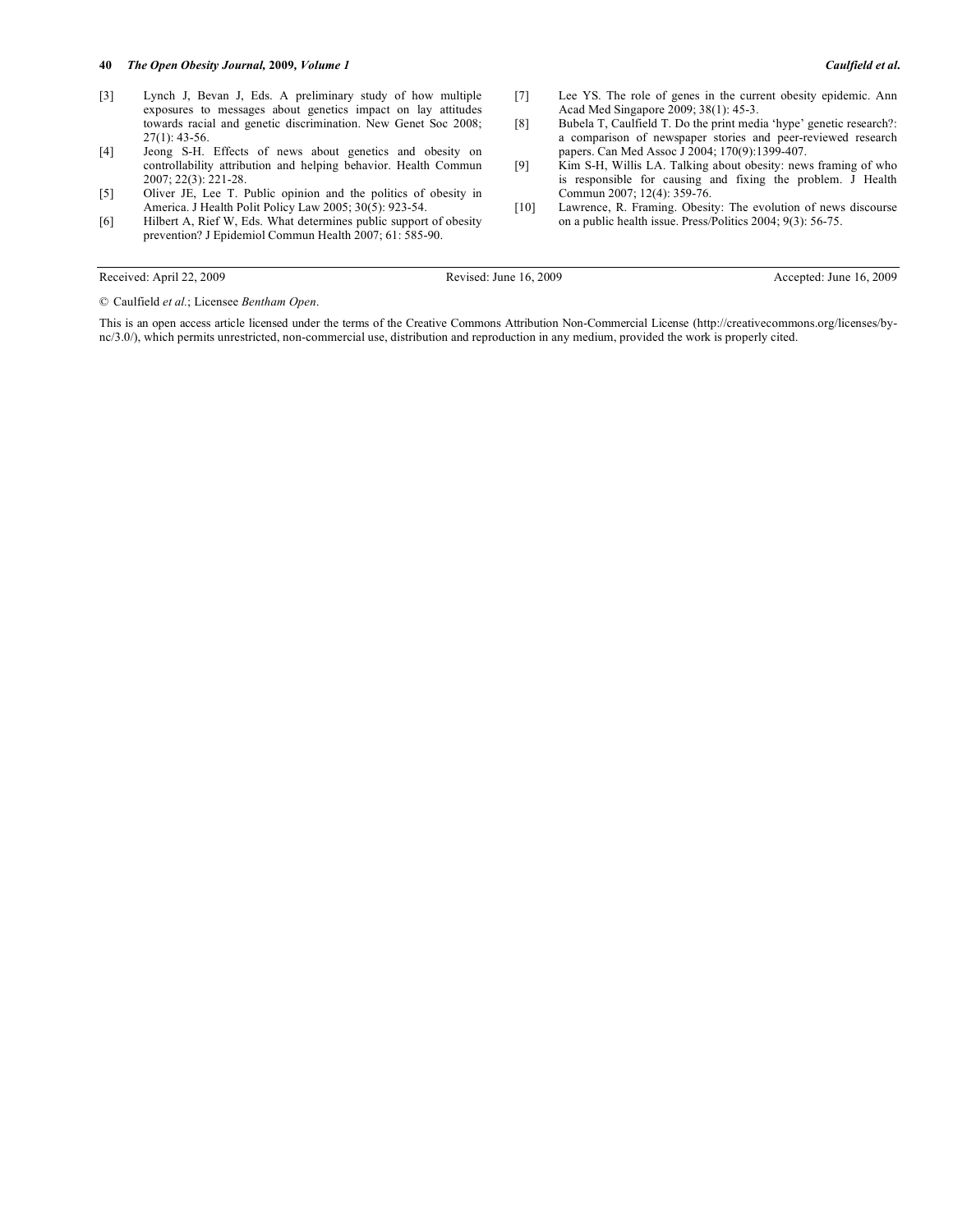[3] Lynch J, Bevan J, Eds. A preliminary study of how multiple exposures to messages about genetics impact on lay attitudes towards racial and genetic discrimination. New Genet Soc 2008; 27(1): 43-56.

[4] Jeong S-H. Effects of news about genetics and obesity on controllability attribution and helping behavior. Health Commun 2007; 22(3): 221-28.

[5] Oliver JE, Lee T. Public opinion and the politics of obesity in America. J Health Polit Policy Law 2005; 30(5): 923-54.

[6] Hilbert A, Rief W, Eds. What determines public support of obesity prevention? J Epidemiol Commun Health 2007; 61: 585-90.

[7] Lee YS. The role of genes in the current obesity epidemic. Ann Acad Med Singapore 2009; 38(1): 45-3.

[8] Bubela T, Caulfield T. Do the print media 'hype' genetic research?: a comparison of newspaper stories and peer-reviewed research papers. Can Med Assoc J 2004; 170(9):1399-407.

[9] Kim S-H, Willis LA. Talking about obesity: news framing of who is responsible for causing and fixing the problem. J Health Commun 2007; 12(4): 359-76.

[10] Lawrence, R. Framing. Obesity: The evolution of news discourse on a public health issue. Press/Politics 2004; 9(3): 56-75.

Received: April 22, 2009 Revised: June 16, 2009 Accepted: June 16, 2009

© Caulfield *et al.*; Licensee *Bentham Open*.

This is an open access article licensed under the terms of the Creative Commons Attribution Non-Commercial License (http://creativecommons.org/licenses/by-nc/3.0/), which permits unrestricted, non-commercial use, distribution and reproduction in any medium, provided the work is properly cited.